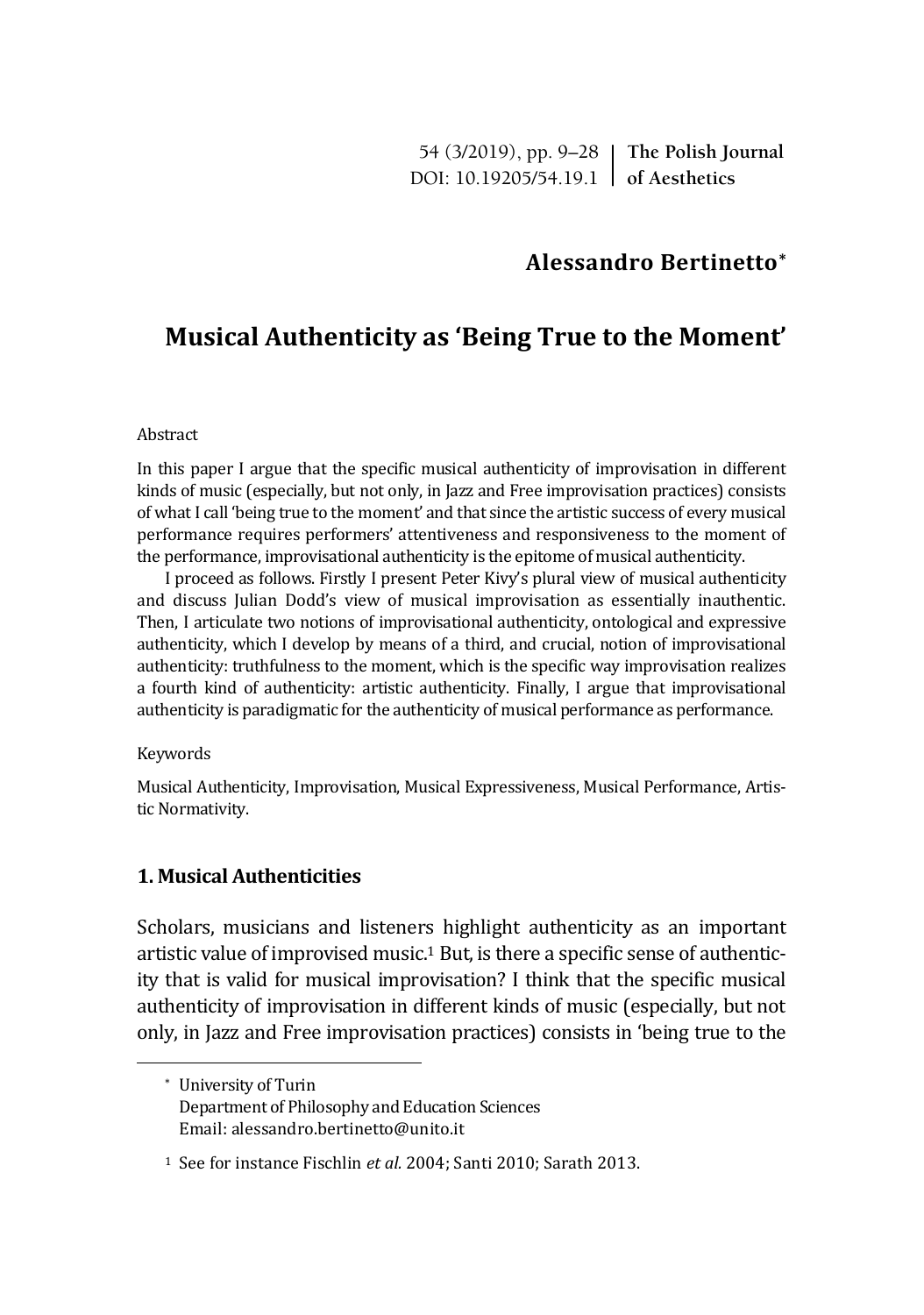# Alessandro Bertinetto*

## Musical Authenticity as 'Being True to the Moment'

Abstract

In this paper I argue that the specific musical authenticity of improvisation in different kinds of music (especially, but not only, in Jazz and Free improvisation practices) consists of what I call 'being true to the moment' and that since the artistic success of every musical performance requires performers' attentiveness and responsiveness to the moment of the performance, improvisational authenticity is the epitome of musical authenticity.

I proceed as follows. Firstly I present Peter Kivy's plural view of musical authenticity and discuss Julian Dodd's view of musical improvisation as essentially inauthentic. Then, I articulate two notions of improvisational authenticity, ontological and expressive authenticity, which I develop by means of a third, and crucial, notion of improvisational authenticity: truthfulness to the moment, which is the specific way improvisation realizes a fourth kind of authenticity: artistic authenticity. Finally, I argue that improvisational authenticity is paradigmatic for the authenticity of musical performance as performance.

Keywords

Musical Authenticity, Improvisation, Musical Expressiveness, Musical Performance, Artistic Normativity.

### 1. Musical Authenticities

Scholars, musicians and listeners highlight authenticity as an important artistic value of improvised music.[1] But, is there a specific sense of authenticity that is valid for musical improvisation? I think that the specific musical authenticity of improvisation in different kinds of music (especially, but not only, in Jazz and Free improvisation practices) consists in 'being true to the

---

\* University of Turin
Department of Philosophy and Education Sciences
Email: alessandro.bertinetto@unito.it

[1] See for instance Fischlin *et al.* 2004; Santi 2010; Sarath 2013.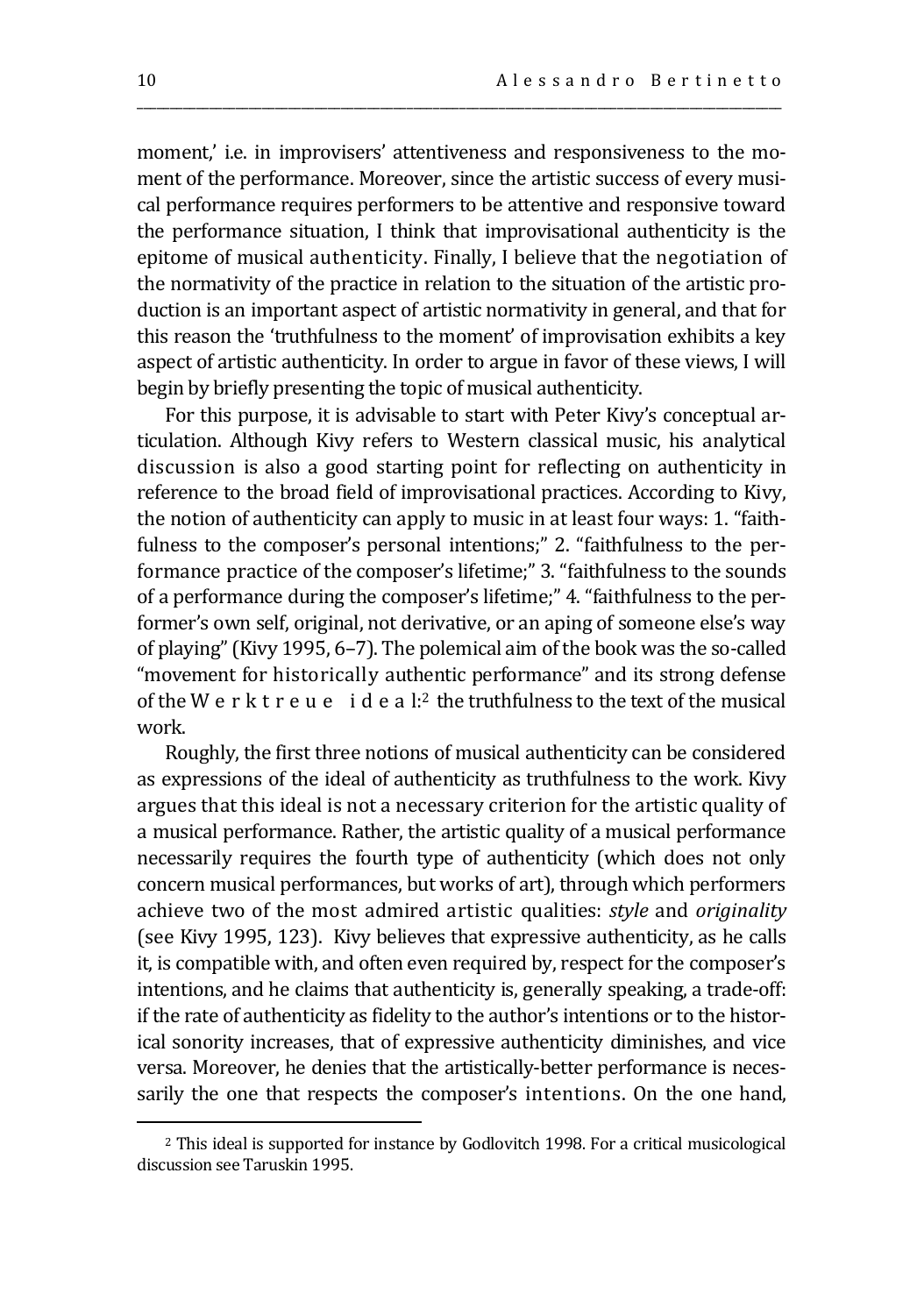moment,' i.e. in improvisers' attentiveness and responsiveness to the moment of the performance. Moreover, since the artistic success of every musical performance requires performers to be attentive and responsive toward the performance situation, I think that improvisational authenticity is the epitome of musical authenticity. Finally, I believe that the negotiation of the normativity of the practice in relation to the situation of the artistic production is an important aspect of artistic normativity in general, and that for this reason the 'truthfulness to the moment' of improvisation exhibits a key aspect of artistic authenticity. In order to argue in favor of these views, I will begin by briefly presenting the topic of musical authenticity.

For this purpose, it is advisable to start with Peter Kivy's conceptual articulation. Although Kivy refers to Western classical music, his analytical discussion is also a good starting point for reflecting on authenticity in reference to the broad field of improvisational practices. According to Kivy, the notion of authenticity can apply to music in at least four ways: 1. "faithfulness to the composer's personal intentions;" 2. "faithfulness to the performance practice of the composer's lifetime;" 3. "faithfulness to the sounds of a performance during the composer's lifetime;" 4. "faithfulness to the performer's own self, original, not derivative, or an aping of someone else's way of playing" (Kivy 1995, 6–7). The polemical aim of the book was the so-called "movement for historically authentic performance" and its strong defense of the Werktreue ideal:[2] the truthfulness to the text of the musical work.

Roughly, the first three notions of musical authenticity can be considered as expressions of the ideal of authenticity as truthfulness to the work. Kivy argues that this ideal is not a necessary criterion for the artistic quality of a musical performance. Rather, the artistic quality of a musical performance necessarily requires the fourth type of authenticity (which does not only concern musical performances, but works of art), through which performers achieve two of the most admired artistic qualities: *style* and *originality* (see Kivy 1995, 123). Kivy believes that expressive authenticity, as he calls it, is compatible with, and often even required by, respect for the composer's intentions, and he claims that authenticity is, generally speaking, a trade-off: if the rate of authenticity as fidelity to the author's intentions or to the historical sonority increases, that of expressive authenticity diminishes, and vice versa. Moreover, he denies that the artistically-better performance is necessarily the one that respects the composer's intentions. On the one hand,

[2] This ideal is supported for instance by Godlovitch 1998. For a critical musicological discussion see Taruskin 1995.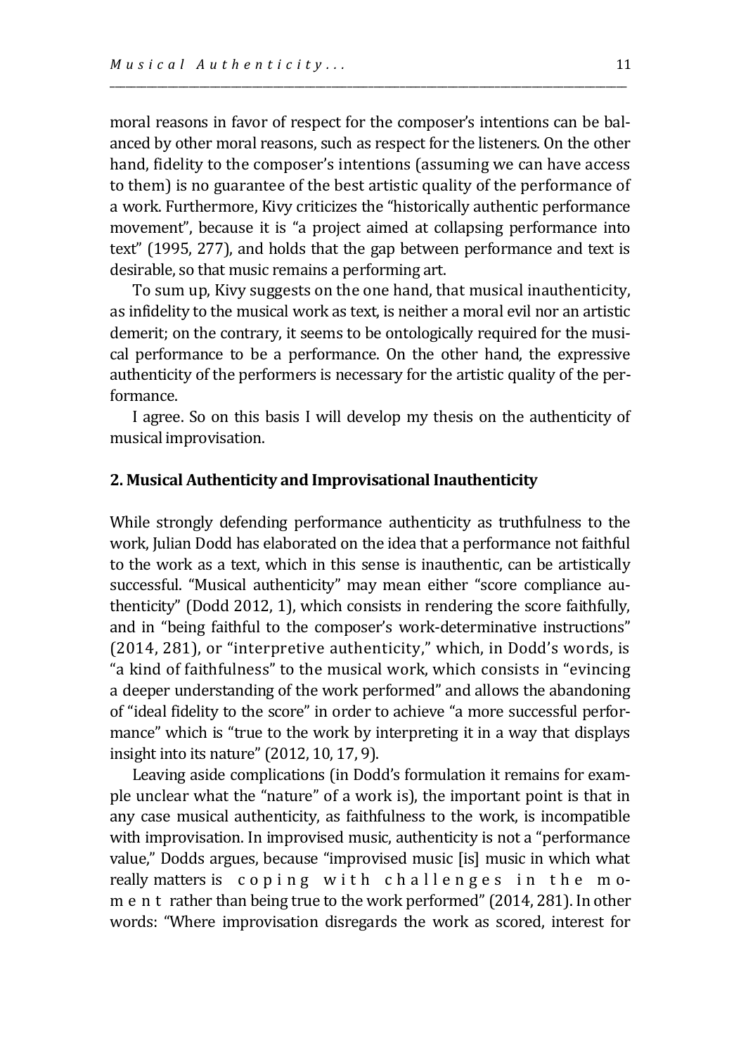moral reasons in favor of respect for the composer's intentions can be balanced by other moral reasons, such as respect for the listeners. On the other hand, fidelity to the composer's intentions (assuming we can have access to them) is no guarantee of the best artistic quality of the performance of a work. Furthermore, Kivy criticizes the "historically authentic performance movement", because it is "a project aimed at collapsing performance into text" (1995, 277), and holds that the gap between performance and text is desirable, so that music remains a performing art.

To sum up, Kivy suggests on the one hand, that musical inauthenticity, as infidelity to the musical work as text, is neither a moral evil nor an artistic demerit; on the contrary, it seems to be ontologically required for the musical performance to be a performance. On the other hand, the expressive authenticity of the performers is necessary for the artistic quality of the performance.

I agree. So on this basis I will develop my thesis on the authenticity of musical improvisation.

## 2. Musical Authenticity and Improvisational Inauthenticity

While strongly defending performance authenticity as truthfulness to the work, Julian Dodd has elaborated on the idea that a performance not faithful to the work as a text, which in this sense is inauthentic, can be artistically successful. "Musical authenticity" may mean either "score compliance authenticity" (Dodd 2012, 1), which consists in rendering the score faithfully, and in "being faithful to the composer's work-determinative instructions" (2014, 281), or "interpretive authenticity," which, in Dodd's words, is "a kind of faithfulness" to the musical work, which consists in "evincing a deeper understanding of the work performed" and allows the abandoning of "ideal fidelity to the score" in order to achieve "a more successful performance" which is "true to the work by interpreting it in a way that displays insight into its nature" (2012, 10, 17, 9).

Leaving aside complications (in Dodd's formulation it remains for example unclear what the "nature" of a work is), the important point is that in any case musical authenticity, as faithfulness to the work, is incompatible with improvisation. In improvised music, authenticity is not a "performance value," Dodds argues, because "improvised music [is] music in which what really matters is *coping with challenges in the moment* rather than being true to the work performed" (2014, 281). In other words: "Where improvisation disregards the work as scored, interest for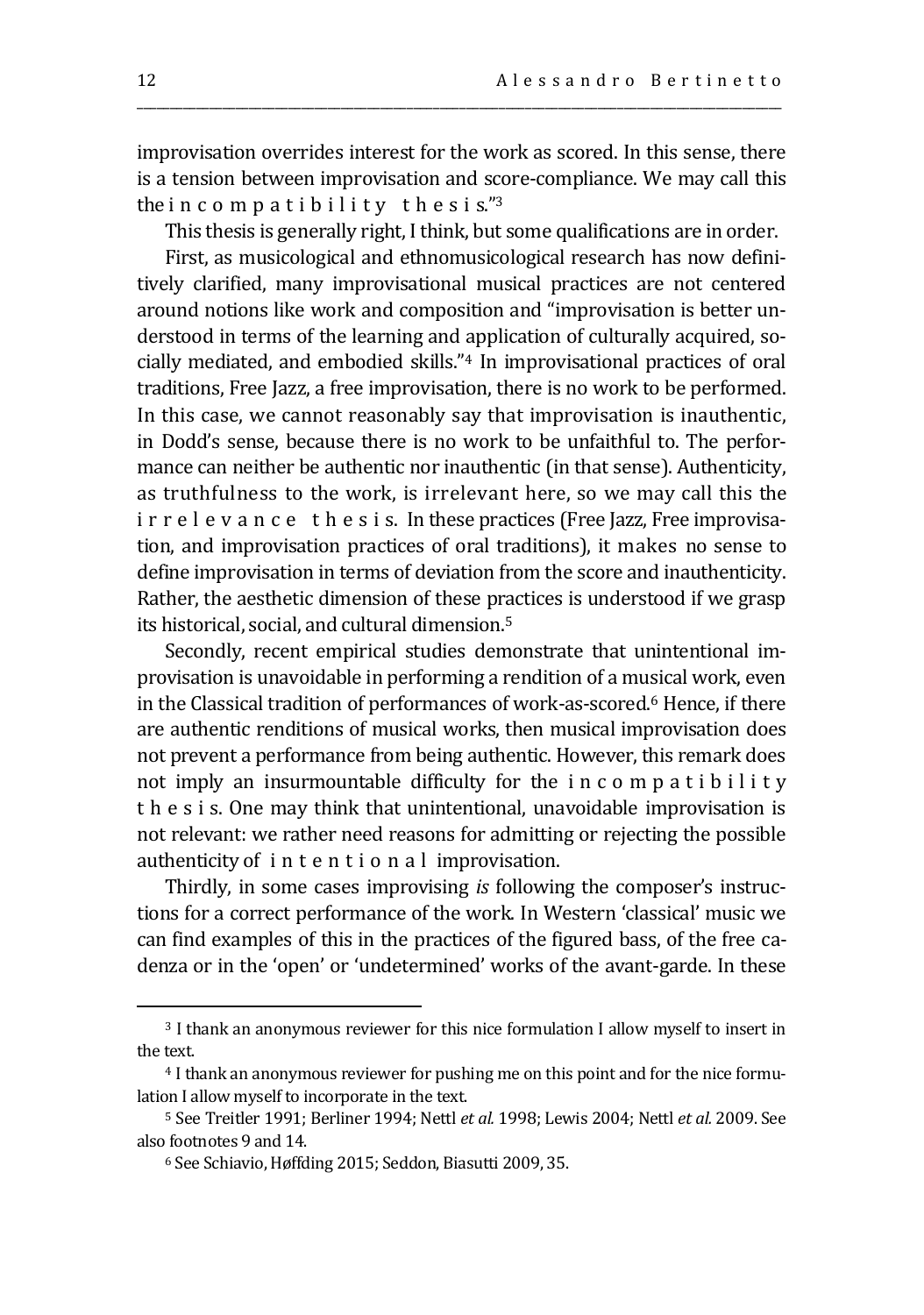improvisation overrides interest for the work as scored. In this sense, there is a tension between improvisation and score-compliance. We may call this the *incompatibility thesis*."[3]

This thesis is generally right, I think, but some qualifications are in order.

First, as musicological and ethnomusicological research has now definitively clarified, many improvisational musical practices are not centered around notions like work and composition and "improvisation is better understood in terms of the learning and application of culturally acquired, socially mediated, and embodied skills."[4] In improvisational practices of oral traditions, Free Jazz, a free improvisation, there is no work to be performed. In this case, we cannot reasonably say that improvisation is inauthentic, in Dodd's sense, because there is no work to be unfaithful to. The performance can neither be authentic nor inauthentic (in that sense). Authenticity, as truthfulness to the work, is irrelevant here, so we may call this the *irrelevance thesis*. In these practices (Free Jazz, Free improvisation, and improvisation practices of oral traditions), it makes no sense to define improvisation in terms of deviation from the score and inauthenticity. Rather, the aesthetic dimension of these practices is understood if we grasp its historical, social, and cultural dimension.[5]

Secondly, recent empirical studies demonstrate that unintentional improvisation is unavoidable in performing a rendition of a musical work, even in the Classical tradition of performances of work-as-scored.[6] Hence, if there are authentic renditions of musical works, then musical improvisation does not prevent a performance from being authentic. However, this remark does not imply an insurmountable difficulty for the *incompatibility thesis*. One may think that unintentional, unavoidable improvisation is not relevant: we rather need reasons for admitting or rejecting the possible authenticity of *intentional* improvisation.

Thirdly, in some cases improvising *is* following the composer's instructions for a correct performance of the work. In Western 'classical' music we can find examples of this in the practices of the figured bass, of the free cadenza or in the 'open' or 'undetermined' works of the avant-garde. In these

---

[3] I thank an anonymous reviewer for this nice formulation I allow myself to insert in the text.

[4] I thank an anonymous reviewer for pushing me on this point and for the nice formulation I allow myself to incorporate in the text.

[5] See Treitler 1991; Berliner 1994; Nettl *et al.* 1998; Lewis 2004; Nettl *et al.* 2009. See also footnotes 9 and 14.

[6] See Schiavio, Høffding 2015; Seddon, Biasutti 2009, 35.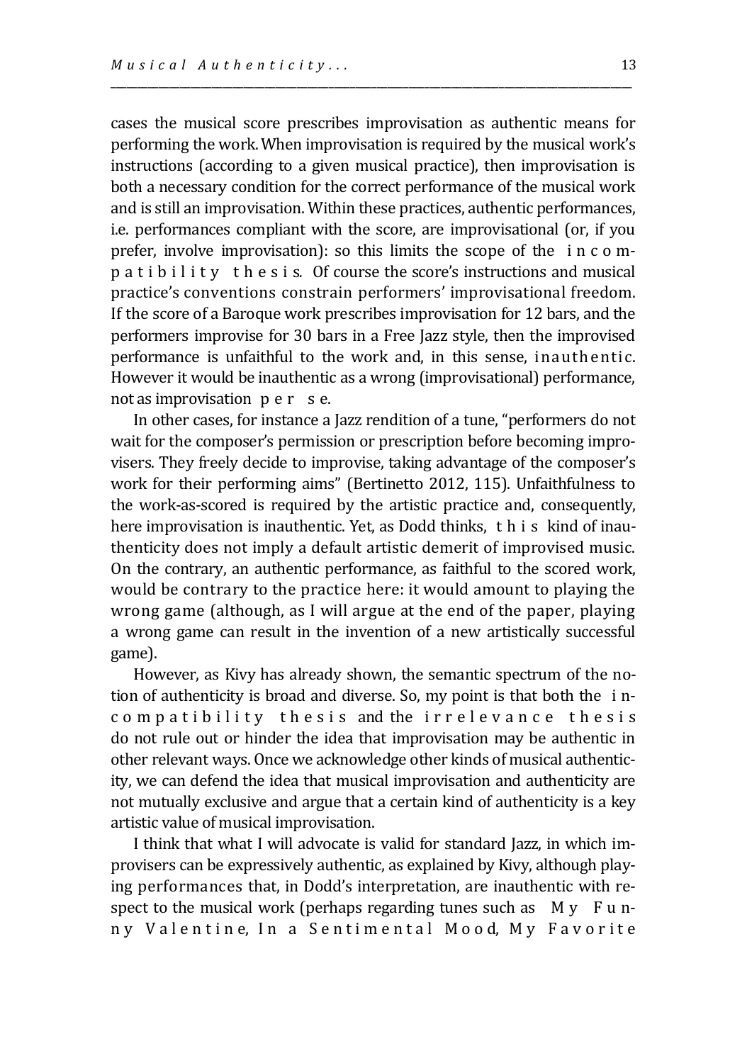cases the musical score prescribes improvisation as authentic means for performing the work. When improvisation is required by the musical work's instructions (according to a given musical practice), then improvisation is both a necessary condition for the correct performance of the musical work and is still an improvisation. Within these practices, authentic performances, i.e. performances compliant with the score, are improvisational (or, if you prefer, involve improvisation): so this limits the scope of the *incompatibility thesis*. Of course the score's instructions and musical practice's conventions constrain performers' improvisational freedom. If the score of a Baroque work prescribes improvisation for 12 bars, and the performers improvise for 30 bars in a Free Jazz style, then the improvised performance is unfaithful to the work and, in this sense, *inauthentic*. However it would be inauthentic as a wrong (improvisational) performance, not as improvisation *per se*.

In other cases, for instance a Jazz rendition of a tune, "performers do not wait for the composer's permission or prescription before becoming improvisers. They freely decide to improvise, taking advantage of the composer's work for their performing aims" (Bertinetto 2012, 115). Unfaithfulness to the work-as-scored is required by the artistic practice and, consequently, here improvisation is inauthentic. Yet, as Dodd thinks, *this* kind of inauthenticity does not imply a default artistic demerit of improvised music. On the contrary, an authentic performance, as faithful to the scored work, would be contrary to the practice here: it would amount to playing the wrong game (although, as I will argue at the end of the paper, playing a wrong game can result in the invention of a new artistically successful game).

However, as Kivy has already shown, the semantic spectrum of the notion of authenticity is broad and diverse. So, my point is that both the *incompatibility thesis* and the *irrelevance thesis* do not rule out or hinder the idea that improvisation may be authentic in other relevant ways. Once we acknowledge other kinds of musical authenticity, we can defend the idea that musical improvisation and authenticity are not mutually exclusive and argue that a certain kind of authenticity is a key artistic value of musical improvisation.

I think that what I will advocate is valid for standard Jazz, in which improvisers can be expressively authentic, as explained by Kivy, although playing performances that, in Dodd's interpretation, are inauthentic with respect to the musical work (perhaps regarding tunes such as *My Funny Valentine*, *In a Sentimental Mood*, *My Favorite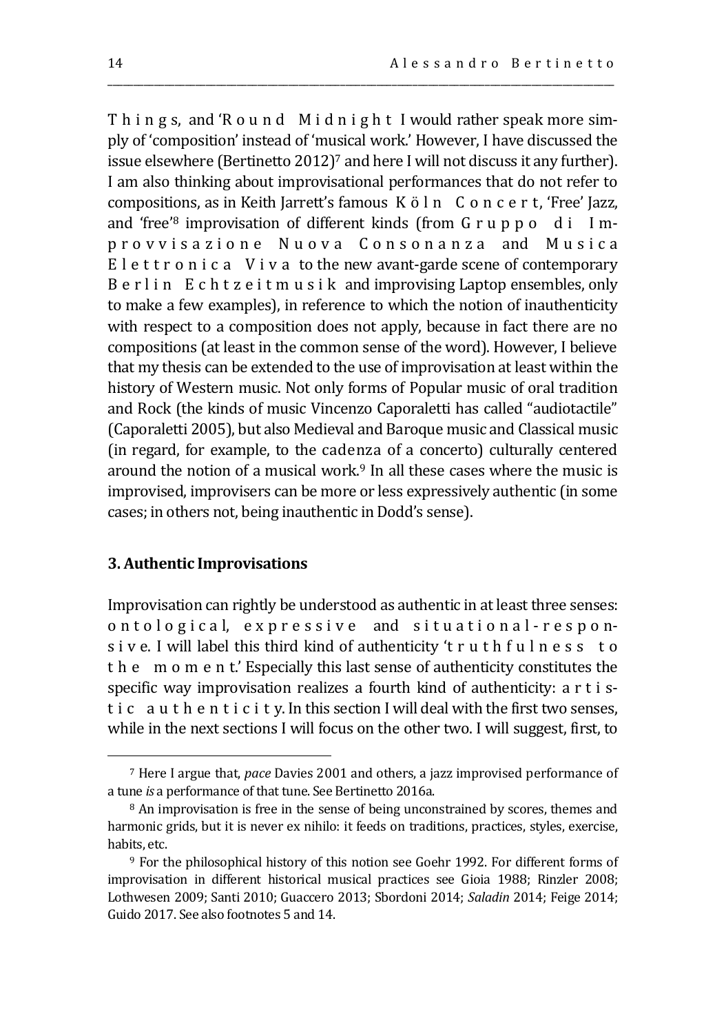Things, and 'Round Midnight I would rather speak more simply of 'composition' instead of 'musical work.' However, I have discussed the issue elsewhere (Bertinetto 2012)[7] and here I will not discuss it any further). I am also thinking about improvisational performances that do not refer to compositions, as in Keith Jarrett's famous Köln Concert, 'Free' Jazz, and 'free'[8] improvisation of different kinds (from Gruppo di Improvvisazione Nuova Consonanza and Musica Elettronica Viva to the new avant-garde scene of contemporary Berlin Echtzeitmusik and improvising Laptop ensembles, only to make a few examples), in reference to which the notion of inauthenticity with respect to a composition does not apply, because in fact there are no compositions (at least in the common sense of the word). However, I believe that my thesis can be extended to the use of improvisation at least within the history of Western music. Not only forms of Popular music of oral tradition and Rock (the kinds of music Vincenzo Caporaletti has called "audiotactile" (Caporaletti 2005), but also Medieval and Baroque music and Classical music (in regard, for example, to the cadenza of a concerto) culturally centered around the notion of a musical work.[9] In all these cases where the music is improvised, improvisers can be more or less expressively authentic (in some cases; in others not, being inauthentic in Dodd's sense).

## 3. Authentic Improvisations

Improvisation can rightly be understood as authentic in at least three senses: ontological, expressive and situational-responsive. I will label this third kind of authenticity 'truthfulness to the moment.' Especially this last sense of authenticity constitutes the specific way improvisation realizes a fourth kind of authenticity: artistic authenticity. In this section I will deal with the first two senses, while in the next sections I will focus on the other two. I will suggest, first, to

---

[7] Here I argue that, *pace* Davies 2001 and others, a jazz improvised performance of a tune *is* a performance of that tune. See Bertinetto 2016a.

[8] An improvisation is free in the sense of being unconstrained by scores, themes and harmonic grids, but it is never ex nihilo: it feeds on traditions, practices, styles, exercise, habits, etc.

[9] For the philosophical history of this notion see Goehr 1992. For different forms of improvisation in different historical musical practices see Gioia 1988; Rinzler 2008; Lothwesen 2009; Santi 2010; Guaccero 2013; Sbordoni 2014; *Saladin* 2014; Feige 2014; Guido 2017. See also footnotes 5 and 14.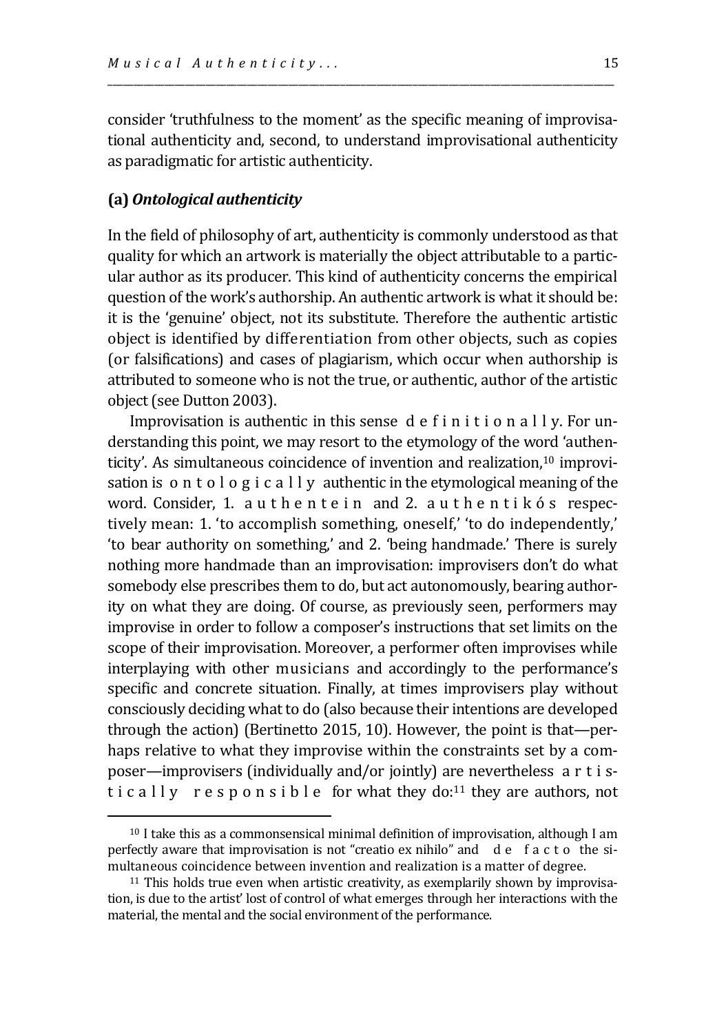consider 'truthfulness to the moment' as the specific meaning of improvisational authenticity and, second, to understand improvisational authenticity as paradigmatic for artistic authenticity.

### (a) *Ontological authenticity*

In the field of philosophy of art, authenticity is commonly understood as that quality for which an artwork is materially the object attributable to a particular author as its producer. This kind of authenticity concerns the empirical question of the work's authorship. An authentic artwork is what it should be: it is the 'genuine' object, not its substitute. Therefore the authentic artistic object is identified by differentiation from other objects, such as copies (or falsifications) and cases of plagiarism, which occur when authorship is attributed to someone who is not the true, or authentic, author of the artistic object (see Dutton 2003).

Improvisation is authentic in this sense *definitionally*. For understanding this point, we may resort to the etymology of the word 'authenticity'. As simultaneous coincidence of invention and realization,[10] improvisation is *ontologically* authentic in the etymological meaning of the word. Consider, 1. *authentein* and 2. *authentikós* respectively mean: 1. 'to accomplish something, oneself,' 'to do independently,' 'to bear authority on something,' and 2. 'being handmade.' There is surely nothing more handmade than an improvisation: improvisers don't do what somebody else prescribes them to do, but act autonomously, bearing authority on what they are doing. Of course, as previously seen, performers may improvise in order to follow a composer's instructions that set limits on the scope of their improvisation. Moreover, a performer often improvises while interplaying with other musicians and accordingly to the performance's specific and concrete situation. Finally, at times improvisers play without consciously deciding what to do (also because their intentions are developed through the action) (Bertinetto 2015, 10). However, the point is that—perhaps relative to what they improvise within the constraints set by a composer—improvisers (individually and/or jointly) are nevertheless *artistically responsible* for what they do:[11] they are authors, not

[10] I take this as a commonsensical minimal definition of improvisation, although I am perfectly aware that improvisation is not "creatio ex nihilo" and *de facto* the simultaneous coincidence between invention and realization is a matter of degree.

[11] This holds true even when artistic creativity, as exemplarily shown by improvisation, is due to the artist' lost of control of what emerges through her interactions with the material, the mental and the social environment of the performance.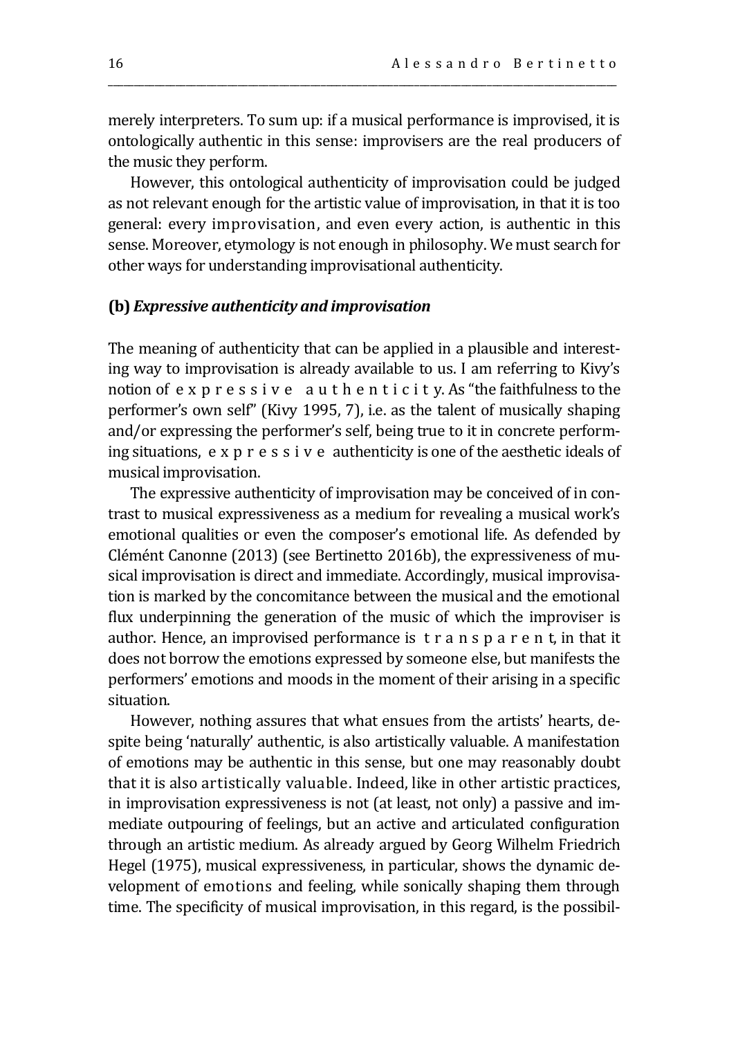merely interpreters. To sum up: if a musical performance is improvised, it is ontologically authentic in this sense: improvisers are the real producers of the music they perform.

However, this ontological authenticity of improvisation could be judged as not relevant enough for the artistic value of improvisation, in that it is too general: every improvisation, and even every action, is authentic in this sense. Moreover, etymology is not enough in philosophy. We must search for other ways for understanding improvisational authenticity.

### (b) *Expressive authenticity and improvisation*

The meaning of authenticity that can be applied in a plausible and interesting way to improvisation is already available to us. I am referring to Kivy's notion of expressive authenticity. As "the faithfulness to the performer's own self" (Kivy 1995, 7), i.e. as the talent of musically shaping and/or expressing the performer's self, being true to it in concrete performing situations, expressive authenticity is one of the aesthetic ideals of musical improvisation.

The expressive authenticity of improvisation may be conceived of in contrast to musical expressiveness as a medium for revealing a musical work's emotional qualities or even the composer's emotional life. As defended by Clémént Canonne (2013) (see Bertinetto 2016b), the expressiveness of musical improvisation is direct and immediate. Accordingly, musical improvisation is marked by the concomitance between the musical and the emotional flux underpinning the generation of the music of which the improviser is author. Hence, an improvised performance is transparent, in that it does not borrow the emotions expressed by someone else, but manifests the performers' emotions and moods in the moment of their arising in a specific situation.

However, nothing assures that what ensues from the artists' hearts, despite being 'naturally' authentic, is also artistically valuable. A manifestation of emotions may be authentic in this sense, but one may reasonably doubt that it is also artistically valuable. Indeed, like in other artistic practices, in improvisation expressiveness is not (at least, not only) a passive and immediate outpouring of feelings, but an active and articulated configuration through an artistic medium. As already argued by Georg Wilhelm Friedrich Hegel (1975), musical expressiveness, in particular, shows the dynamic development of emotions and feeling, while sonically shaping them through time. The specificity of musical improvisation, in this regard, is the possibil-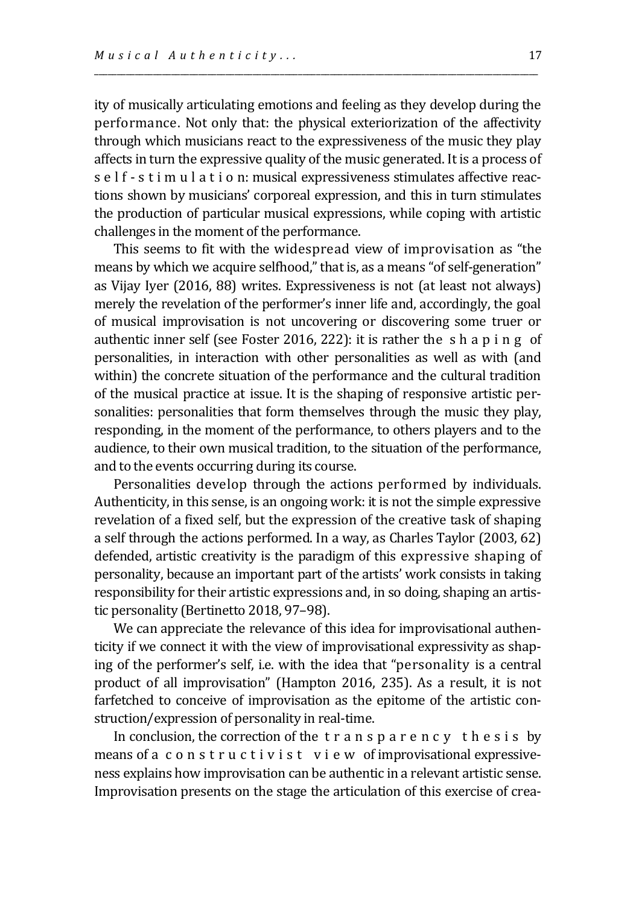ity of musically articulating emotions and feeling as they develop during the performance. Not only that: the physical exteriorization of the affectivity through which musicians react to the expressiveness of the music they play affects in turn the expressive quality of the music generated. It is a process of *self-stimulation*: musical expressiveness stimulates affective reactions shown by musicians' corporeal expression, and this in turn stimulates the production of particular musical expressions, while coping with artistic challenges in the moment of the performance.

This seems to fit with the widespread view of improvisation as "the means by which we acquire selfhood," that is, as a means "of self-generation" as Vijay Iyer (2016, 88) writes. Expressiveness is not (at least not always) merely the revelation of the performer's inner life and, accordingly, the goal of musical improvisation is not uncovering or discovering some truer or authentic inner self (see Foster 2016, 222): it is rather the *shaping* of personalities, in interaction with other personalities as well as with (and within) the concrete situation of the performance and the cultural tradition of the musical practice at issue. It is the shaping of responsive artistic personalities: personalities that form themselves through the music they play, responding, in the moment of the performance, to others players and to the audience, to their own musical tradition, to the situation of the performance, and to the events occurring during its course.

Personalities develop through the actions performed by individuals. Authenticity, in this sense, is an ongoing work: it is not the simple expressive revelation of a fixed self, but the expression of the creative task of shaping a self through the actions performed. In a way, as Charles Taylor (2003, 62) defended, artistic creativity is the paradigm of this expressive shaping of personality, because an important part of the artists' work consists in taking responsibility for their artistic expressions and, in so doing, shaping an artistic personality (Bertinetto 2018, 97–98).

We can appreciate the relevance of this idea for improvisational authenticity if we connect it with the view of improvisational expressivity as shaping of the performer's self, i.e. with the idea that "personality is a central product of all improvisation" (Hampton 2016, 235). As a result, it is not farfetched to conceive of improvisation as the epitome of the artistic construction/expression of personality in real-time.

In conclusion, the correction of the *transparency thesis* by means of a *constructivist view* of improvisational expressiveness explains how improvisation can be authentic in a relevant artistic sense. Improvisation presents on the stage the articulation of this exercise of crea-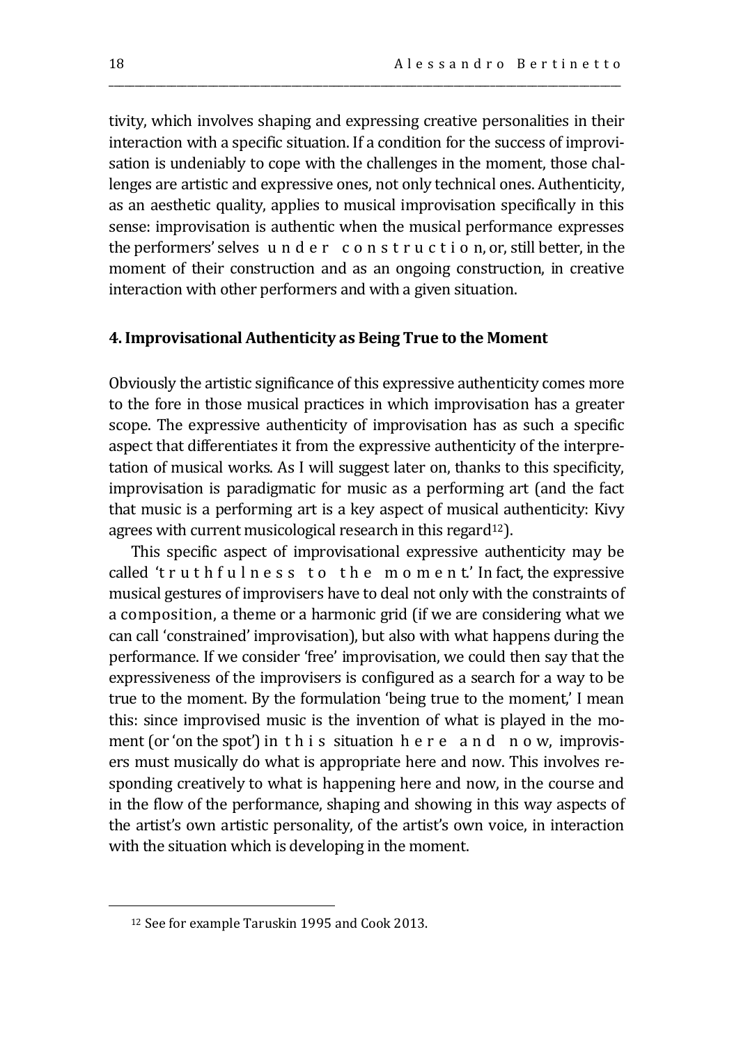tivity, which involves shaping and expressing creative personalities in their interaction with a specific situation. If a condition for the success of improvisation is undeniably to cope with the challenges in the moment, those challenges are artistic and expressive ones, not only technical ones. Authenticity, as an aesthetic quality, applies to musical improvisation specifically in this sense: improvisation is authentic when the musical performance expresses the performers' selves *under construction*, or, still better, in the moment of their construction and as an ongoing construction, in creative interaction with other performers and with a given situation.

## 4. Improvisational Authenticity as Being True to the Moment

Obviously the artistic significance of this expressive authenticity comes more to the fore in those musical practices in which improvisation has a greater scope. The expressive authenticity of improvisation has as such a specific aspect that differentiates it from the expressive authenticity of the interpretation of musical works. As I will suggest later on, thanks to this specificity, improvisation is paradigmatic for music as a performing art (and the fact that music is a performing art is a key aspect of musical authenticity: Kivy agrees with current musicological research in this regard[12]).

This specific aspect of improvisational expressive authenticity may be called '*truthfulness to the moment*.' In fact, the expressive musical gestures of improvisers have to deal not only with the constraints of a composition, a theme or a harmonic grid (if we are considering what we can call 'constrained' improvisation), but also with what happens during the performance. If we consider 'free' improvisation, we could then say that the expressiveness of the improvisers is configured as a search for a way to be true to the moment. By the formulation 'being true to the moment,' I mean this: since improvised music is the invention of what is played in the moment (or 'on the spot') in *this* situation *here and now*, improvisers must musically do what is appropriate here and now. This involves responding creatively to what is happening here and now, in the course and in the flow of the performance, shaping and showing in this way aspects of the artist's own artistic personality, of the artist's own voice, in interaction with the situation which is developing in the moment.

---

[12] See for example Taruskin 1995 and Cook 2013.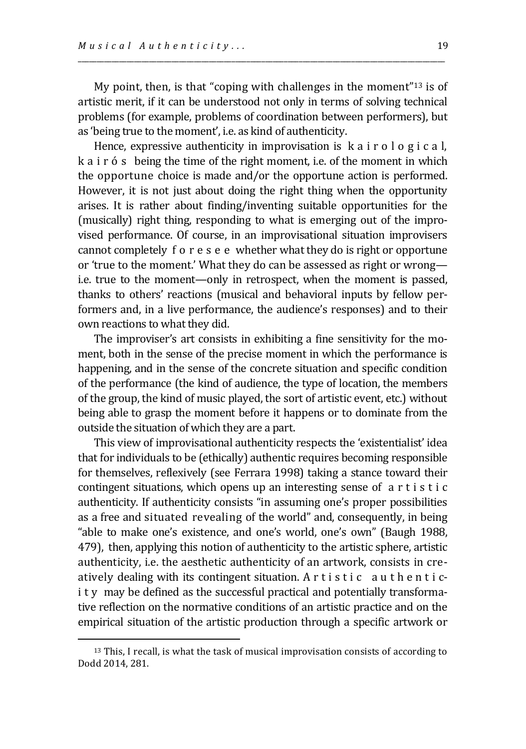My point, then, is that "coping with challenges in the moment"[13] is of artistic merit, if it can be understood not only in terms of solving technical problems (for example, problems of coordination between performers), but as 'being true to the moment', i.e. as kind of authenticity.

Hence, expressive authenticity in improvisation is *kairological*, *kairós* being the time of the right moment, i.e. of the moment in which the opportune choice is made and/or the opportune action is performed. However, it is not just about doing the right thing when the opportunity arises. It is rather about finding/inventing suitable opportunities for the (musically) right thing, responding to what is emerging out of the improvised performance. Of course, in an improvisational situation improvisers cannot completely *foresee* whether what they do is right or opportune or 'true to the moment.' What they do can be assessed as right or wrong—i.e. true to the moment—only in retrospect, when the moment is passed, thanks to others' reactions (musical and behavioral inputs by fellow performers and, in a live performance, the audience's responses) and to their own reactions to what they did.

The improviser's art consists in exhibiting a fine sensitivity for the moment, both in the sense of the precise moment in which the performance is happening, and in the sense of the concrete situation and specific condition of the performance (the kind of audience, the type of location, the members of the group, the kind of music played, the sort of artistic event, etc.) without being able to grasp the moment before it happens or to dominate from the outside the situation of which they are a part.

This view of improvisational authenticity respects the 'existentialist' idea that for individuals to be (ethically) authentic requires becoming responsible for themselves, reflexively (see Ferrara 1998) taking a stance toward their contingent situations, which opens up an interesting sense of *artistic* authenticity. If authenticity consists "in assuming one's proper possibilities as a free and situated revealing of the world" and, consequently, in being "able to make one's existence, and one's world, one's own" (Baugh 1988, 479), then, applying this notion of authenticity to the artistic sphere, artistic authenticity, i.e. the aesthetic authenticity of an artwork, consists in creatively dealing with its contingent situation. *Artistic authenticity* may be defined as the successful practical and potentially transformative reflection on the normative conditions of an artistic practice and on the empirical situation of the artistic production through a specific artwork or

---

[13] This, I recall, is what the task of musical improvisation consists of according to Dodd 2014, 281.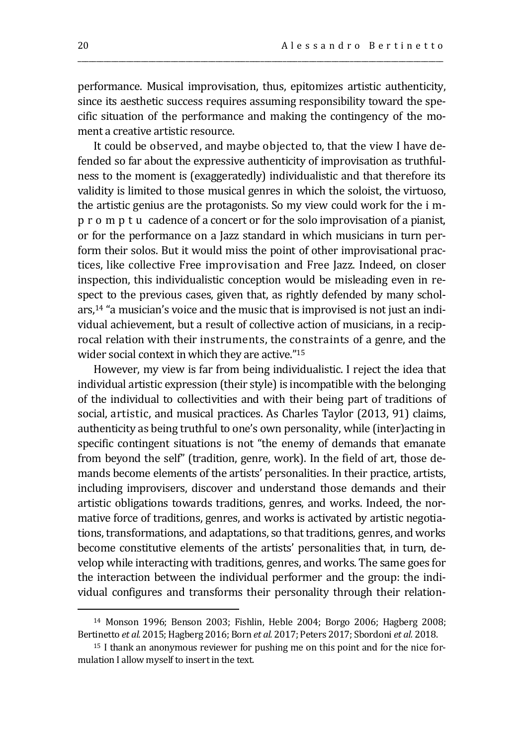performance. Musical improvisation, thus, epitomizes artistic authenticity, since its aesthetic success requires assuming responsibility toward the specific situation of the performance and making the contingency of the moment a creative artistic resource.

It could be observed, and maybe objected to, that the view I have defended so far about the expressive authenticity of improvisation as truthfulness to the moment is (exaggeratedly) individualistic and that therefore its validity is limited to those musical genres in which the soloist, the virtuoso, the artistic genius are the protagonists. So my view could work for the impromptu cadence of a concert or for the solo improvisation of a pianist, or for the performance on a Jazz standard in which musicians in turn perform their solos. But it would miss the point of other improvisational practices, like collective Free improvisation and Free Jazz. Indeed, on closer inspection, this individualistic conception would be misleading even in respect to the previous cases, given that, as rightly defended by many scholars,[14] "a musician's voice and the music that is improvised is not just an individual achievement, but a result of collective action of musicians, in a reciprocal relation with their instruments, the constraints of a genre, and the wider social context in which they are active."[15]

However, my view is far from being individualistic. I reject the idea that individual artistic expression (their style) is incompatible with the belonging of the individual to collectivities and with their being part of traditions of social, artistic, and musical practices. As Charles Taylor (2013, 91) claims, authenticity as being truthful to one's own personality, while (inter)acting in specific contingent situations is not "the enemy of demands that emanate from beyond the self" (tradition, genre, work). In the field of art, those demands become elements of the artists' personalities. In their practice, artists, including improvisers, discover and understand those demands and their artistic obligations towards traditions, genres, and works. Indeed, the normative force of traditions, genres, and works is activated by artistic negotiations, transformations, and adaptations, so that traditions, genres, and works become constitutive elements of the artists' personalities that, in turn, develop while interacting with traditions, genres, and works. The same goes for the interaction between the individual performer and the group: the individual configures and transforms their personality through their relation-

---

[14] Monson 1996; Benson 2003; Fishlin, Heble 2004; Borgo 2006; Hagberg 2008; Bertinetto *et al.* 2015; Hagberg 2016; Born *et al.* 2017; Peters 2017; Sbordoni *et al.* 2018.

[15] I thank an anonymous reviewer for pushing me on this point and for the nice formulation I allow myself to insert in the text.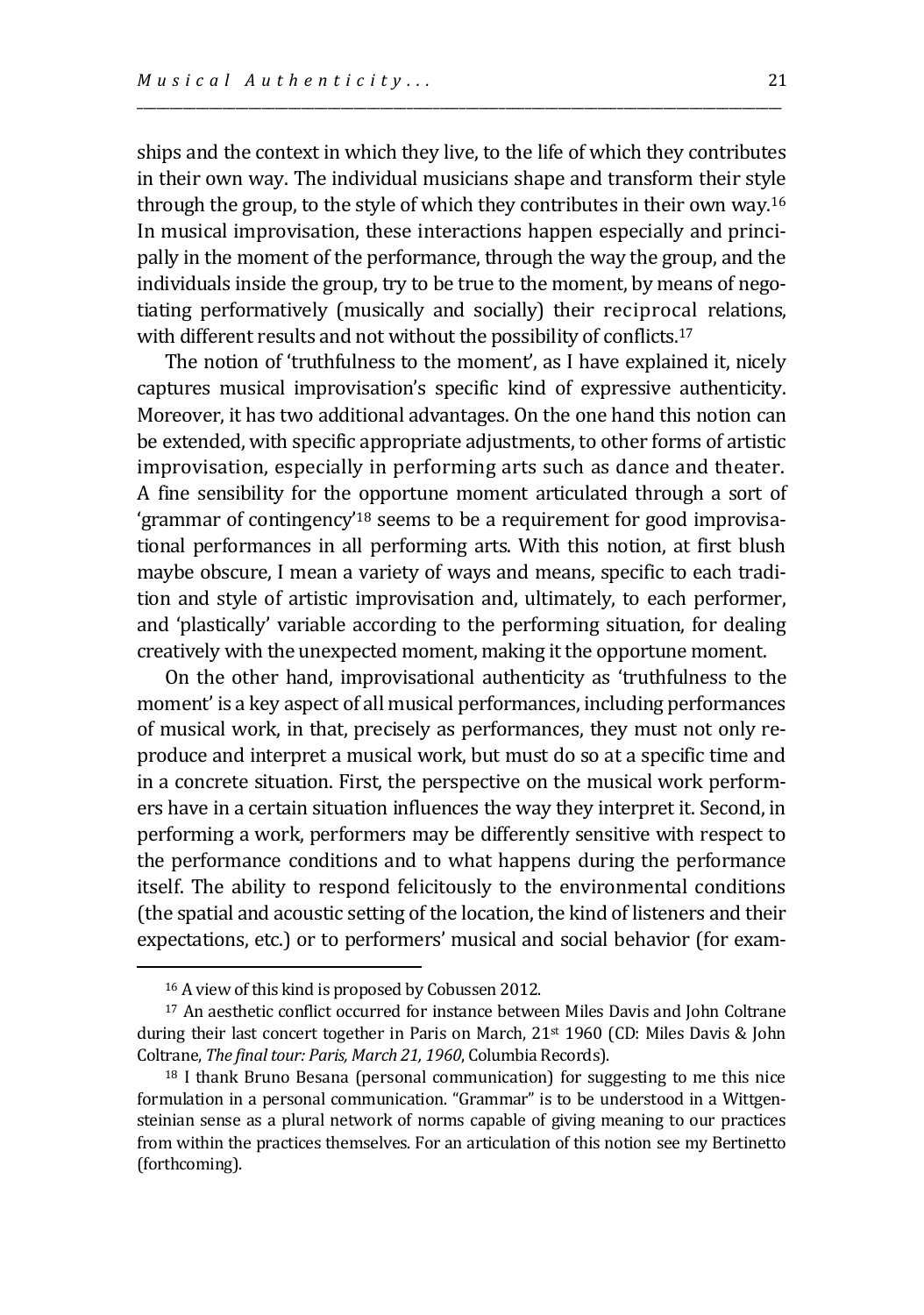ships and the context in which they live, to the life of which they contributes in their own way. The individual musicians shape and transform their style through the group, to the style of which they contributes in their own way.[16] In musical improvisation, these interactions happen especially and principally in the moment of the performance, through the way the group, and the individuals inside the group, try to be true to the moment, by means of negotiating performatively (musically and socially) their reciprocal relations, with different results and not without the possibility of conflicts.[17]

The notion of 'truthfulness to the moment', as I have explained it, nicely captures musical improvisation's specific kind of expressive authenticity. Moreover, it has two additional advantages. On the one hand this notion can be extended, with specific appropriate adjustments, to other forms of artistic improvisation, especially in performing arts such as dance and theater. A fine sensibility for the opportune moment articulated through a sort of 'grammar of contingency'[18] seems to be a requirement for good improvisational performances in all performing arts. With this notion, at first blush maybe obscure, I mean a variety of ways and means, specific to each tradition and style of artistic improvisation and, ultimately, to each performer, and 'plastically' variable according to the performing situation, for dealing creatively with the unexpected moment, making it the opportune moment.

On the other hand, improvisational authenticity as 'truthfulness to the moment' is a key aspect of all musical performances, including performances of musical work, in that, precisely as performances, they must not only reproduce and interpret a musical work, but must do so at a specific time and in a concrete situation. First, the perspective on the musical work performers have in a certain situation influences the way they interpret it. Second, in performing a work, performers may be differently sensitive with respect to the performance conditions and to what happens during the performance itself. The ability to respond felicitously to the environmental conditions (the spatial and acoustic setting of the location, the kind of listeners and their expectations, etc.) or to performers' musical and social behavior (for exam-

---

[16] A view of this kind is proposed by Cobussen 2012.

[17] An aesthetic conflict occurred for instance between Miles Davis and John Coltrane during their last concert together in Paris on March, 21st 1960 (CD: Miles Davis & John Coltrane, *The final tour: Paris, March 21, 1960*, Columbia Records).

[18] I thank Bruno Besana (personal communication) for suggesting to me this nice formulation in a personal communication. "Grammar" is to be understood in a Wittgensteinian sense as a plural network of norms capable of giving meaning to our practices from within the practices themselves. For an articulation of this notion see my Bertinetto (forthcoming).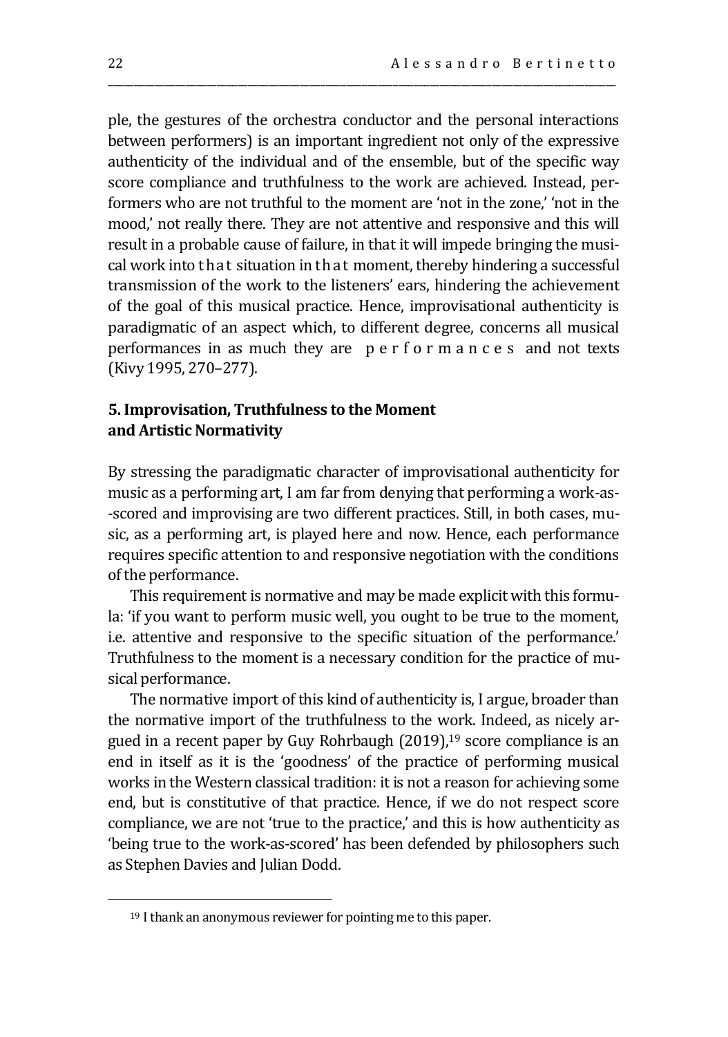ple, the gestures of the orchestra conductor and the personal interactions between performers) is an important ingredient not only of the expressive authenticity of the individual and of the ensemble, but of the specific way score compliance and truthfulness to the work are achieved. Instead, performers who are not truthful to the moment are 'not in the zone,' 'not in the mood,' not really there. They are not attentive and responsive and this will result in a probable cause of failure, in that it will impede bringing the musical work into *that* situation in *that* moment, thereby hindering a successful transmission of the work to the listeners' ears, hindering the achievement of the goal of this musical practice. Hence, improvisational authenticity is paradigmatic of an aspect which, to different degree, concerns all musical performances in as much they are *performances* and not texts (Kivy 1995, 270–277).

## 5. Improvisation, Truthfulness to the Moment and Artistic Normativity

By stressing the paradigmatic character of improvisational authenticity for music as a performing art, I am far from denying that performing a work-as-scored and improvising are two different practices. Still, in both cases, music, as a performing art, is played here and now. Hence, each performance requires specific attention to and responsive negotiation with the conditions of the performance.

This requirement is normative and may be made explicit with this formula: 'if you want to perform music well, you ought to be true to the moment, i.e. attentive and responsive to the specific situation of the performance.' Truthfulness to the moment is a necessary condition for the practice of musical performance.

The normative import of this kind of authenticity is, I argue, broader than the normative import of the truthfulness to the work. Indeed, as nicely argued in a recent paper by Guy Rohrbaugh (2019),[19] score compliance is an end in itself as it is the 'goodness' of the practice of performing musical works in the Western classical tradition: it is not a reason for achieving some end, but is constitutive of that practice. Hence, if we do not respect score compliance, we are not 'true to the practice,' and this is how authenticity as 'being true to the work-as-scored' has been defended by philosophers such as Stephen Davies and Julian Dodd.

[19] I thank an anonymous reviewer for pointing me to this paper.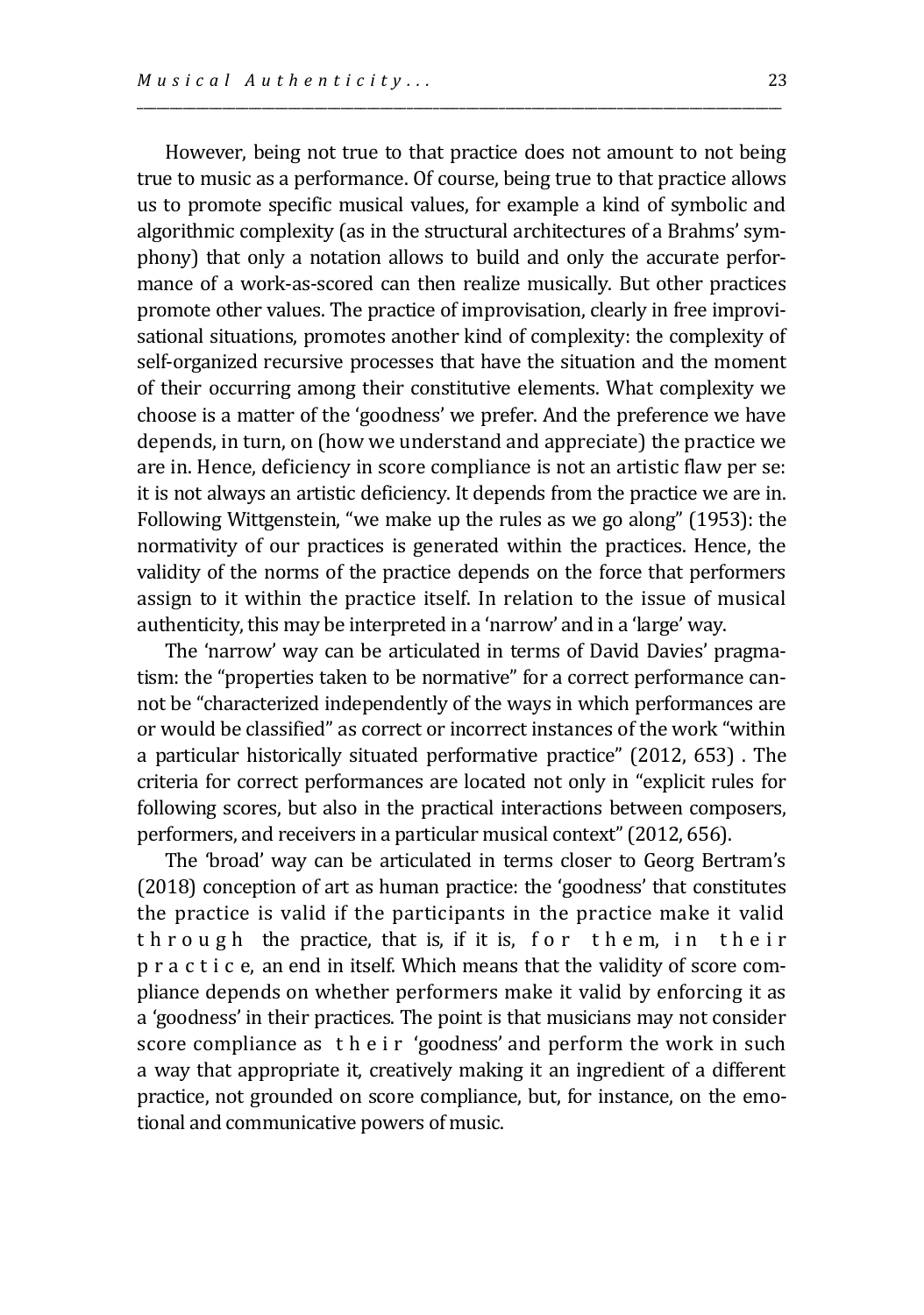However, being not true to that practice does not amount to not being true to music as a performance. Of course, being true to that practice allows us to promote specific musical values, for example a kind of symbolic and algorithmic complexity (as in the structural architectures of a Brahms' symphony) that only a notation allows to build and only the accurate performance of a work-as-scored can then realize musically. But other practices promote other values. The practice of improvisation, clearly in free improvisational situations, promotes another kind of complexity: the complexity of self-organized recursive processes that have the situation and the moment of their occurring among their constitutive elements. What complexity we choose is a matter of the 'goodness' we prefer. And the preference we have depends, in turn, on (how we understand and appreciate) the practice we are in. Hence, deficiency in score compliance is not an artistic flaw per se: it is not always an artistic deficiency. It depends from the practice we are in. Following Wittgenstein, "we make up the rules as we go along" (1953): the normativity of our practices is generated within the practices. Hence, the validity of the norms of the practice depends on the force that performers assign to it within the practice itself. In relation to the issue of musical authenticity, this may be interpreted in a 'narrow' and in a 'large' way.

The 'narrow' way can be articulated in terms of David Davies' pragmatism: the "properties taken to be normative" for a correct performance cannot be "characterized independently of the ways in which performances are or would be classified" as correct or incorrect instances of the work "within a particular historically situated performative practice" (2012, 653) . The criteria for correct performances are located not only in "explicit rules for following scores, but also in the practical interactions between composers, performers, and receivers in a particular musical context" (2012, 656).

The 'broad' way can be articulated in terms closer to Georg Bertram's (2018) conception of art as human practice: the 'goodness' that constitutes the practice is valid if the participants in the practice make it valid *through* the practice, that is, if it is, *for them, in their practice*, an end in itself. Which means that the validity of score compliance depends on whether performers make it valid by enforcing it as a 'goodness' in their practices. The point is that musicians may not consider score compliance as *their* 'goodness' and perform the work in such a way that appropriate it, creatively making it an ingredient of a different practice, not grounded on score compliance, but, for instance, on the emotional and communicative powers of music.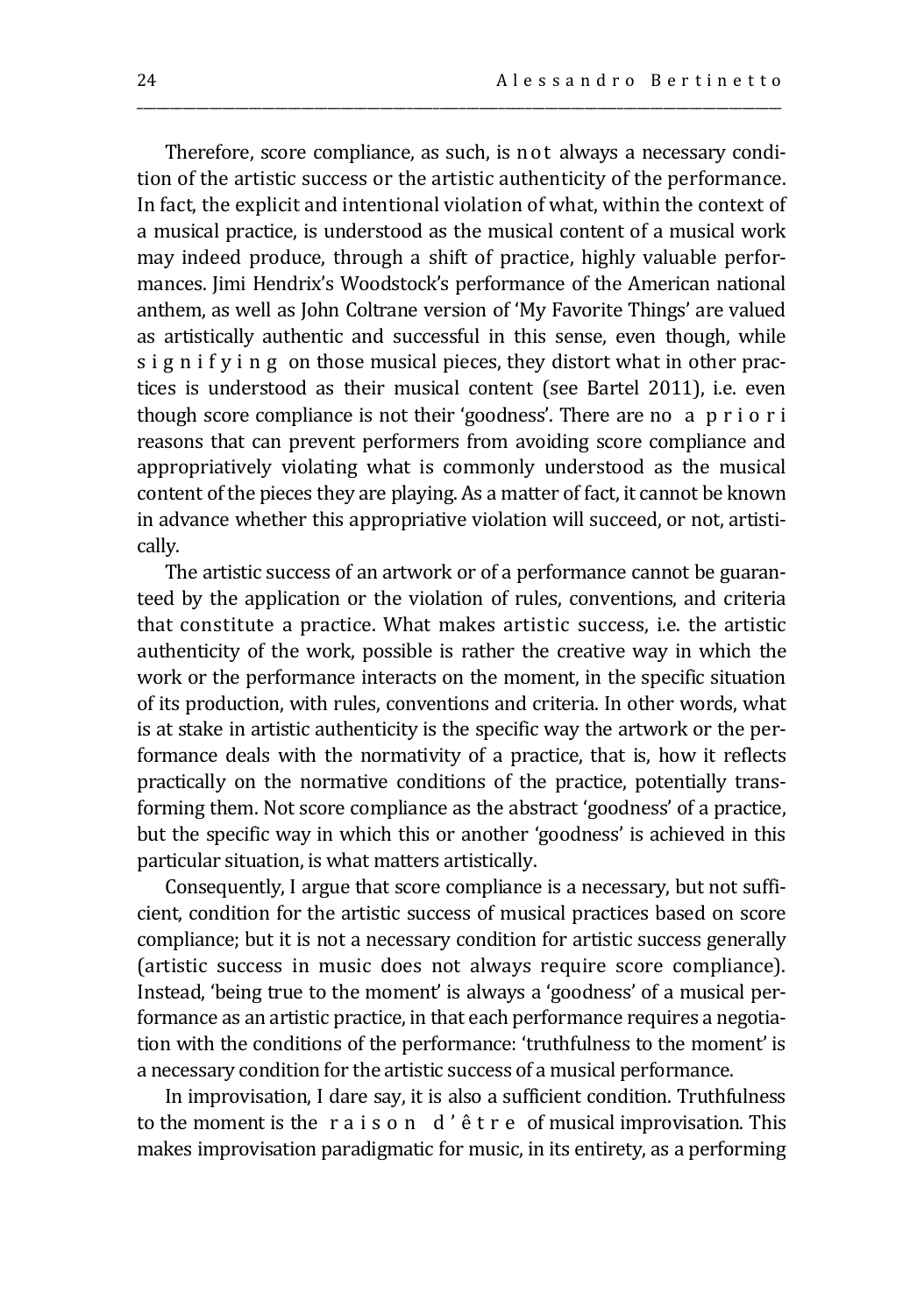Therefore, score compliance, as such, is *not* always a necessary condition of the artistic success or the artistic authenticity of the performance. In fact, the explicit and intentional violation of what, within the context of a musical practice, is understood as the musical content of a musical work may indeed produce, through a shift of practice, highly valuable performances. Jimi Hendrix's Woodstock's performance of the American national anthem, as well as John Coltrane version of 'My Favorite Things' are valued as artistically authentic and successful in this sense, even though, while *signifying* on those musical pieces, they distort what in other practices is understood as their musical content (see Bartel 2011), i.e. even though score compliance is not their 'goodness'. There are no *a priori* reasons that can prevent performers from avoiding score compliance and appropriatively violating what is commonly understood as the musical content of the pieces they are playing. As a matter of fact, it cannot be known in advance whether this appropriative violation will succeed, or not, artistically.

The artistic success of an artwork or of a performance cannot be guaranteed by the application or the violation of rules, conventions, and criteria that constitute a practice. What makes artistic success, i.e. the artistic authenticity of the work, possible is rather the creative way in which the work or the performance interacts on the moment, in the specific situation of its production, with rules, conventions and criteria. In other words, what is at stake in artistic authenticity is the specific way the artwork or the performance deals with the normativity of a practice, that is, how it reflects practically on the normative conditions of the practice, potentially transforming them. Not score compliance as the abstract 'goodness' of a practice, but the specific way in which this or another 'goodness' is achieved in this particular situation, is what matters artistically.

Consequently, I argue that score compliance is a necessary, but not sufficient, condition for the artistic success of musical practices based on score compliance; but it is not a necessary condition for artistic success generally (artistic success in music does not always require score compliance). Instead, 'being true to the moment' is always a 'goodness' of a musical performance as an artistic practice, in that each performance requires a negotiation with the conditions of the performance: 'truthfulness to the moment' is a necessary condition for the artistic success of a musical performance.

In improvisation, I dare say, it is also a sufficient condition. Truthfulness to the moment is the *raison d'être* of musical improvisation. This makes improvisation paradigmatic for music, in its entirety, as a performing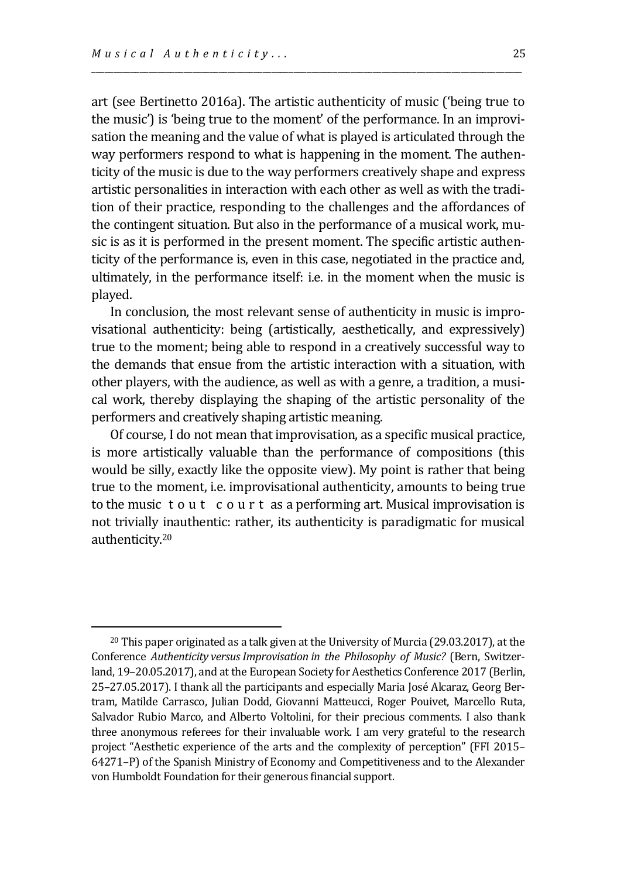art (see Bertinetto 2016a). The artistic authenticity of music ('being true to the music') is 'being true to the moment' of the performance. In an improvisation the meaning and the value of what is played is articulated through the way performers respond to what is happening in the moment. The authenticity of the music is due to the way performers creatively shape and express artistic personalities in interaction with each other as well as with the tradition of their practice, responding to the challenges and the affordances of the contingent situation. But also in the performance of a musical work, music is as it is performed in the present moment. The specific artistic authenticity of the performance is, even in this case, negotiated in the practice and, ultimately, in the performance itself: i.e. in the moment when the music is played.

In conclusion, the most relevant sense of authenticity in music is improvisational authenticity: being (artistically, aesthetically, and expressively) true to the moment; being able to respond in a creatively successful way to the demands that ensue from the artistic interaction with a situation, with other players, with the audience, as well as with a genre, a tradition, a musical work, thereby displaying the shaping of the artistic personality of the performers and creatively shaping artistic meaning.

Of course, I do not mean that improvisation, as a specific musical practice, is more artistically valuable than the performance of compositions (this would be silly, exactly like the opposite view). My point is rather that being true to the moment, i.e. improvisational authenticity, amounts to being true to the music *tout court* as a performing art. Musical improvisation is not trivially inauthentic: rather, its authenticity is paradigmatic for musical authenticity.[20]

---

[20] This paper originated as a talk given at the University of Murcia (29.03.2017), at the Conference *Authenticity versus Improvisation in the Philosophy of Music?* (Bern, Switzerland, 19–20.05.2017), and at the European Society for Aesthetics Conference 2017 (Berlin, 25–27.05.2017). I thank all the participants and especially Maria José Alcaraz, Georg Bertram, Matilde Carrasco, Julian Dodd, Giovanni Matteucci, Roger Pouivet, Marcello Ruta, Salvador Rubio Marco, and Alberto Voltolini, for their precious comments. I also thank three anonymous referees for their invaluable work. I am very grateful to the research project "Aesthetic experience of the arts and the complexity of perception" (FFI 2015–64271–P) of the Spanish Ministry of Economy and Competitiveness and to the Alexander von Humboldt Foundation for their generous financial support.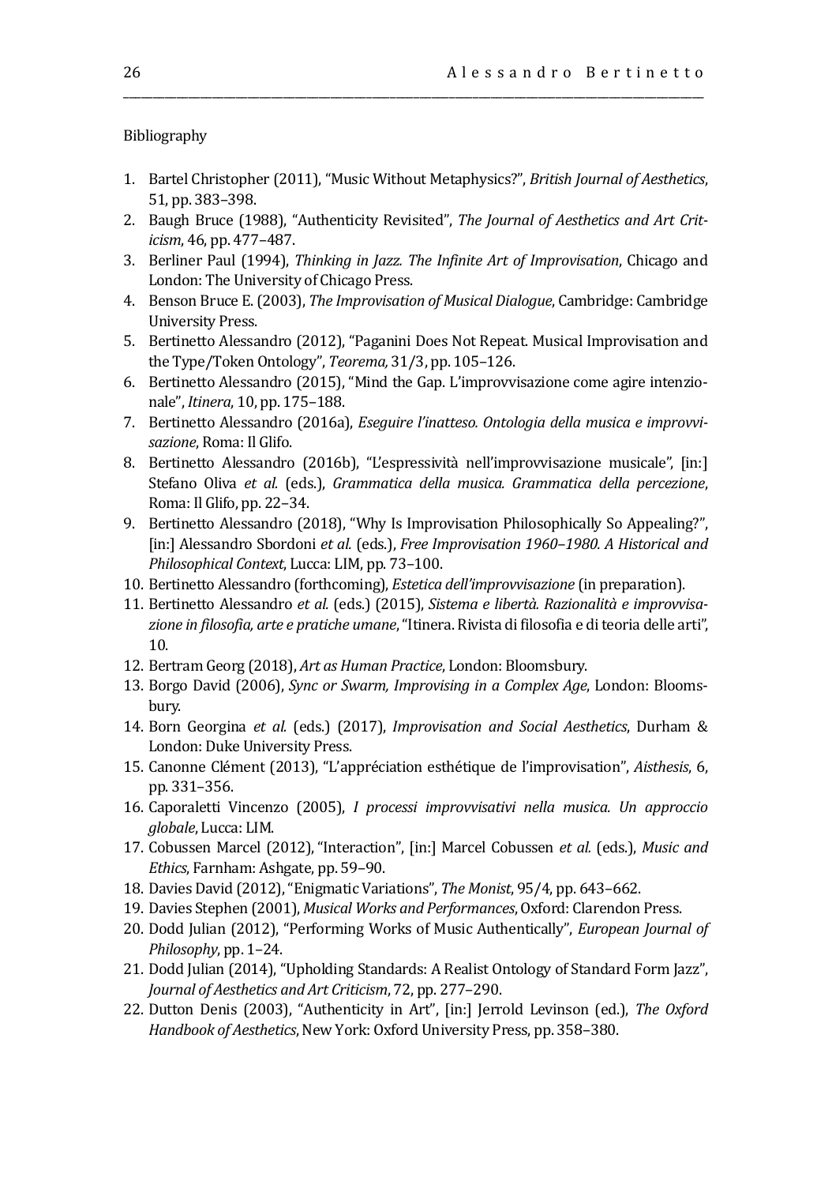Bibliography

1. Bartel Christopher (2011), "Music Without Metaphysics?", *British Journal of Aesthetics*, 51, pp. 383–398.
2. Baugh Bruce (1988), "Authenticity Revisited", *The Journal of Aesthetics and Art Criticism*, 46, pp. 477–487.
3. Berliner Paul (1994), *Thinking in Jazz. The Infinite Art of Improvisation*, Chicago and London: The University of Chicago Press.
4. Benson Bruce E. (2003), *The Improvisation of Musical Dialogue*, Cambridge: Cambridge University Press.
5. Bertinetto Alessandro (2012), "Paganini Does Not Repeat. Musical Improvisation and the Type/Token Ontology", *Teorema,* 31/3, pp. 105–126.
6. Bertinetto Alessandro (2015), "Mind the Gap. L'improvvisazione come agire intenzionale", *Itinera*, 10, pp. 175–188.
7. Bertinetto Alessandro (2016a), *Eseguire l'inatteso. Ontologia della musica e improvvisazione*, Roma: Il Glifo.
8. Bertinetto Alessandro (2016b), "L'espressività nell'improvvisazione musicale", [in:] Stefano Oliva *et al.* (eds.), *Grammatica della musica. Grammatica della percezione*, Roma: Il Glifo, pp. 22–34.
9. Bertinetto Alessandro (2018), "Why Is Improvisation Philosophically So Appealing?", [in:] Alessandro Sbordoni *et al.* (eds.), *Free Improvisation 1960–1980. A Historical and Philosophical Context*, Lucca: LIM, pp. 73–100.
10. Bertinetto Alessandro (forthcoming), *Estetica dell'improvvisazione* (in preparation).
11. Bertinetto Alessandro *et al.* (eds.) (2015), *Sistema e libertà. Razionalità e improvvisazione in filosofia, arte e pratiche umane*, "Itinera. Rivista di filosofia e di teoria delle arti", 10.
12. Bertram Georg (2018), *Art as Human Practice*, London: Bloomsbury.
13. Borgo David (2006), *Sync or Swarm, Improvising in a Complex Age*, London: Bloomsbury.
14. Born Georgina *et al.* (eds.) (2017), *Improvisation and Social Aesthetics*, Durham & London: Duke University Press.
15. Canonne Clément (2013), "L'appréciation esthétique de l'improvisation", *Aisthesis*, 6, pp. 331–356.
16. Caporaletti Vincenzo (2005), *I processi improvvisativi nella musica. Un approccio globale*, Lucca: LIM.
17. Cobussen Marcel (2012), "Interaction", [in:] Marcel Cobussen *et al.* (eds.), *Music and Ethics*, Farnham: Ashgate, pp. 59–90.
18. Davies David (2012), "Enigmatic Variations", *The Monist*, 95/4, pp. 643–662.
19. Davies Stephen (2001), *Musical Works and Performances*, Oxford: Clarendon Press.
20. Dodd Julian (2012), "Performing Works of Music Authentically", *European Journal of Philosophy*, pp. 1–24.
21. Dodd Julian (2014), "Upholding Standards: A Realist Ontology of Standard Form Jazz", *Journal of Aesthetics and Art Criticism*, 72, pp. 277–290.
22. Dutton Denis (2003), "Authenticity in Art", [in:] Jerrold Levinson (ed.), *The Oxford Handbook of Aesthetics*, New York: Oxford University Press, pp. 358–380.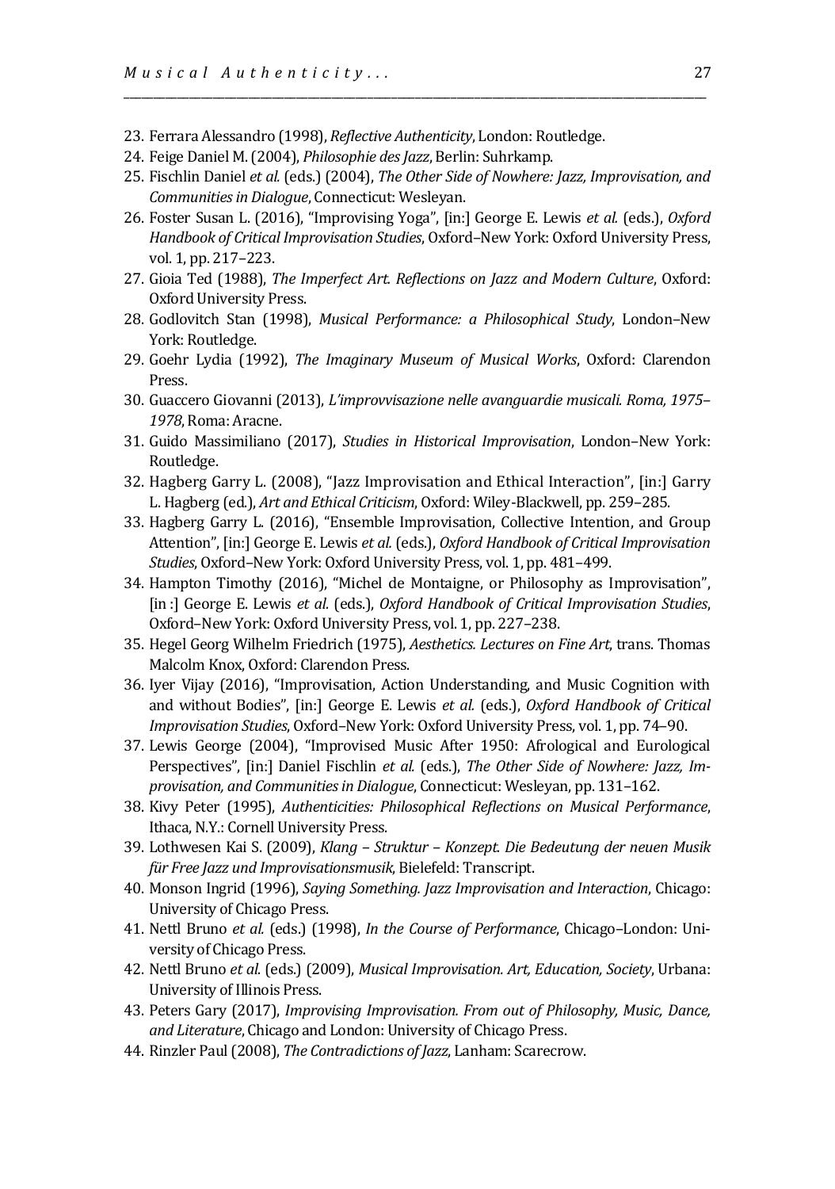23. Ferrara Alessandro (1998), *Reflective Authenticity*, London: Routledge.
24. Feige Daniel M. (2004), *Philosophie des Jazz*, Berlin: Suhrkamp.
25. Fischlin Daniel *et al.* (eds.) (2004), *The Other Side of Nowhere: Jazz, Improvisation, and Communities in Dialogue*, Connecticut: Wesleyan.
26. Foster Susan L. (2016), "Improvising Yoga", [in:] George E. Lewis *et al.* (eds.), *Oxford Handbook of Critical Improvisation Studies*, Oxford–New York: Oxford University Press, vol. 1, pp. 217–223.
27. Gioia Ted (1988), *The Imperfect Art. Reflections on Jazz and Modern Culture*, Oxford: Oxford University Press.
28. Godlovitch Stan (1998), *Musical Performance: a Philosophical Study*, London–New York: Routledge.
29. Goehr Lydia (1992), *The Imaginary Museum of Musical Works*, Oxford: Clarendon Press.
30. Guaccero Giovanni (2013), *L'improvvisazione nelle avanguardie musicali. Roma, 1975–1978*, Roma: Aracne.
31. Guido Massimiliano (2017), *Studies in Historical Improvisation*, London–New York: Routledge.
32. Hagberg Garry L. (2008), "Jazz Improvisation and Ethical Interaction", [in:] Garry L. Hagberg (ed.), *Art and Ethical Criticism*, Oxford: Wiley-Blackwell, pp. 259–285.
33. Hagberg Garry L. (2016), "Ensemble Improvisation, Collective Intention, and Group Attention", [in:] George E. Lewis *et al.* (eds.), *Oxford Handbook of Critical Improvisation Studies*, Oxford–New York: Oxford University Press, vol. 1, pp. 481–499.
34. Hampton Timothy (2016), "Michel de Montaigne, or Philosophy as Improvisation", [in :] George E. Lewis *et al.* (eds.), *Oxford Handbook of Critical Improvisation Studies*, Oxford–New York: Oxford University Press, vol. 1, pp. 227–238.
35. Hegel Georg Wilhelm Friedrich (1975), *Aesthetics. Lectures on Fine Art*, trans. Thomas Malcolm Knox, Oxford: Clarendon Press.
36. Iyer Vijay (2016), "Improvisation, Action Understanding, and Music Cognition with and without Bodies", [in:] George E. Lewis *et al.* (eds.), *Oxford Handbook of Critical Improvisation Studies*, Oxford–New York: Oxford University Press, vol. 1, pp. 74–90.
37. Lewis George (2004), "Improvised Music After 1950: Afrological and Eurological Perspectives", [in:] Daniel Fischlin *et al.* (eds.), *The Other Side of Nowhere: Jazz, Improvisation, and Communities in Dialogue*, Connecticut: Wesleyan, pp. 131–162.
38. Kivy Peter (1995), *Authenticities: Philosophical Reflections on Musical Performance*, Ithaca, N.Y.: Cornell University Press.
39. Lothwesen Kai S. (2009), *Klang – Struktur – Konzept. Die Bedeutung der neuen Musik für Free Jazz und Improvisationsmusik*, Bielefeld: Transcript.
40. Monson Ingrid (1996), *Saying Something. Jazz Improvisation and Interaction*, Chicago: University of Chicago Press.
41. Nettl Bruno *et al.* (eds.) (1998), *In the Course of Performance*, Chicago–London: University of Chicago Press.
42. Nettl Bruno *et al.* (eds.) (2009), *Musical Improvisation. Art, Education, Society*, Urbana: University of Illinois Press.
43. Peters Gary (2017), *Improvising Improvisation. From out of Philosophy, Music, Dance, and Literature*, Chicago and London: University of Chicago Press.
44. Rinzler Paul (2008), *The Contradictions of Jazz*, Lanham: Scarecrow.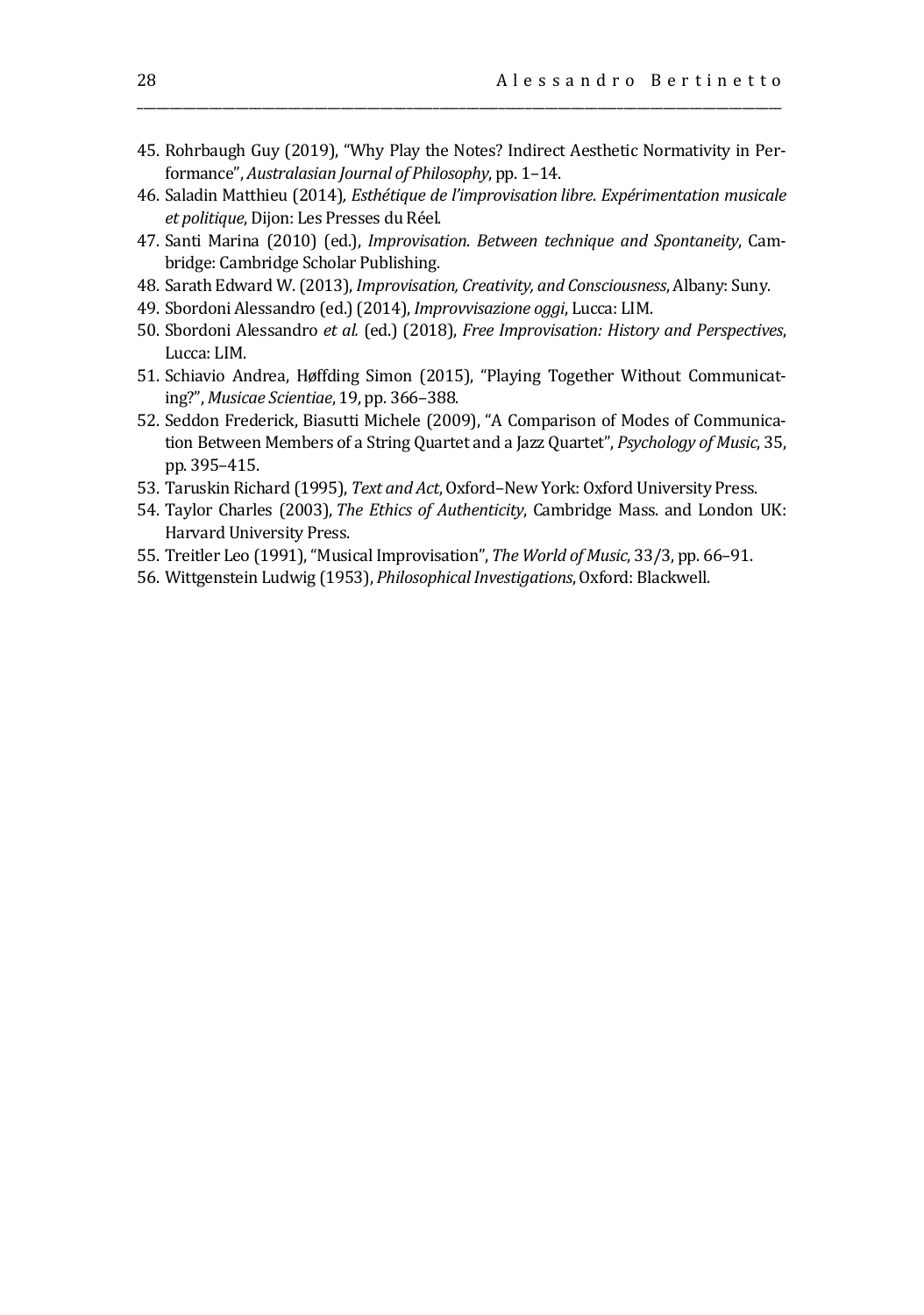45. Rohrbaugh Guy (2019), "Why Play the Notes? Indirect Aesthetic Normativity in Performance", *Australasian Journal of Philosophy*, pp. 1–14.
46. Saladin Matthieu (2014), *Esthétique de l'improvisation libre. Expérimentation musicale et politique*, Dijon: Les Presses du Réel.
47. Santi Marina (2010) (ed.), *Improvisation. Between technique and Spontaneity*, Cambridge: Cambridge Scholar Publishing.
48. Sarath Edward W. (2013), *Improvisation, Creativity, and Consciousness*, Albany: Suny.
49. Sbordoni Alessandro (ed.) (2014), *Improvvisazione oggi*, Lucca: LIM.
50. Sbordoni Alessandro *et al.* (ed.) (2018), *Free Improvisation: History and Perspectives*, Lucca: LIM.
51. Schiavio Andrea, Høffding Simon (2015), "Playing Together Without Communicating?", *Musicae Scientiae*, 19, pp. 366–388.
52. Seddon Frederick, Biasutti Michele (2009), "A Comparison of Modes of Communication Between Members of a String Quartet and a Jazz Quartet", *Psychology of Music*, 35, pp. 395–415.
53. Taruskin Richard (1995), *Text and Act*, Oxford–New York: Oxford University Press.
54. Taylor Charles (2003), *The Ethics of Authenticity*, Cambridge Mass. and London UK: Harvard University Press.
55. Treitler Leo (1991), "Musical Improvisation", *The World of Music*, 33/3, pp. 66–91.
56. Wittgenstein Ludwig (1953), *Philosophical Investigations*, Oxford: Blackwell.